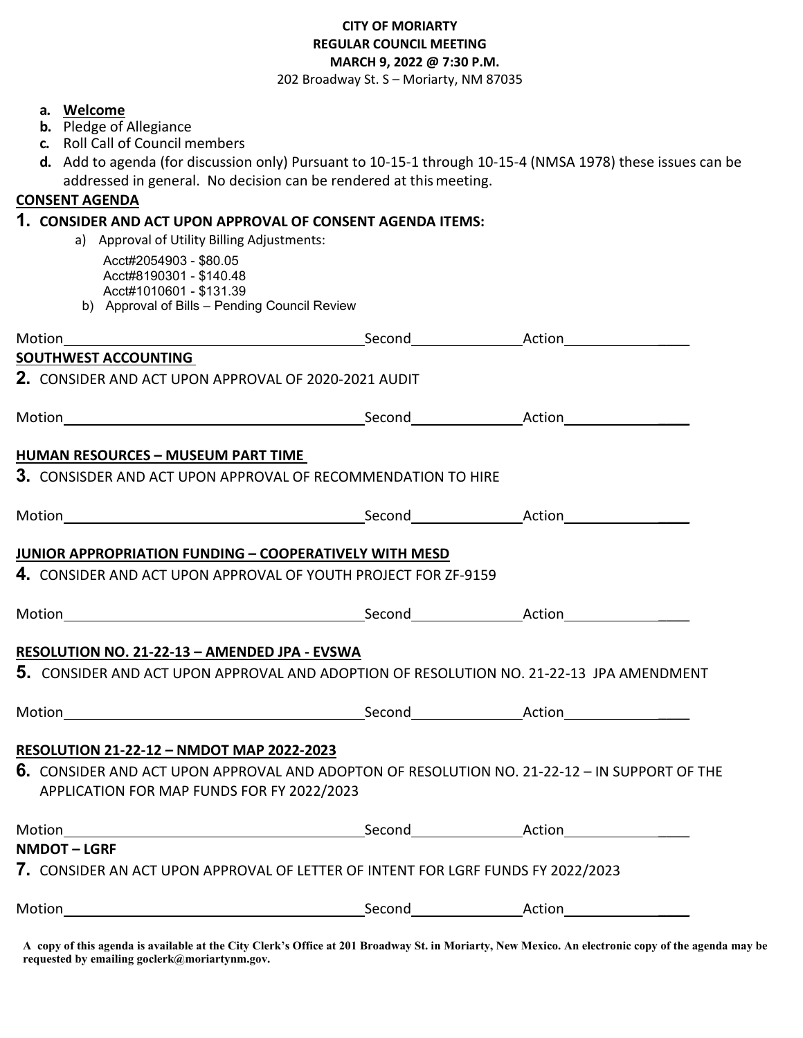**CITY OF MORIARTY**
**REGULAR COUNCIL MEETING**
**MARCH 9, 2022 @ 7:30 P.M.**
202 Broadway St. S – Moriarty, NM 87035

- **a. Welcome**
- **b.** Pledge of Allegiance
- **c.** Roll Call of Council members
- **d.** Add to agenda (for discussion only) Pursuant to 10-15-1 through 10-15-4 (NMSA 1978) these issues can be addressed in general. No decision can be rendered at this meeting.

**CONSENT AGENDA**

**1. CONSIDER AND ACT UPON APPROVAL OF CONSENT AGENDA ITEMS:**

a) Approval of Utility Billing Adjustments:

Acct#2054903 - $80.05
Acct#8190301 - $140.48
Acct#1010601 - $131.39

b) Approval of Bills – Pending Council Review

Motion______________________ Second______________ Action______________

**SOUTHWEST ACCOUNTING**

**2.** CONSIDER AND ACT UPON APPROVAL OF 2020-2021 AUDIT

Motion______________________ Second______________ Action______________

**HUMAN RESOURCES – MUSEUM PART TIME**

**3.** CONSISDER AND ACT UPON APPROVAL OF RECOMMENDATION TO HIRE

Motion______________________ Second______________ Action______________

**JUNIOR APPROPRIATION FUNDING – COOPERATIVELY WITH MESD**

**4.** CONSIDER AND ACT UPON APPROVAL OF YOUTH PROJECT FOR ZF-9159

Motion______________________ Second______________ Action______________

**RESOLUTION NO. 21-22-13 – AMENDED JPA - EVSWA**

**5.** CONSIDER AND ACT UPON APPROVAL AND ADOPTION OF RESOLUTION NO. 21-22-13 JPA AMENDMENT

Motion______________________ Second______________ Action______________

**RESOLUTION 21-22-12 – NMDOT MAP 2022-2023**

**6.** CONSIDER AND ACT UPON APPROVAL AND ADOPTON OF RESOLUTION NO. 21-22-12 – IN SUPPORT OF THE APPLICATION FOR MAP FUNDS FOR FY 2022/2023

Motion______________________ Second______________ Action______________

**NMDOT – LGRF**

**7.** CONSIDER AN ACT UPON APPROVAL OF LETTER OF INTENT FOR LGRF FUNDS FY 2022/2023

Motion______________________ Second______________ Action______________

**A copy of this agenda is available at the City Clerk's Office at 201 Broadway St. in Moriarty, New Mexico. An electronic copy of the agenda may be requested by emailing goclerk@moriartynm.gov.**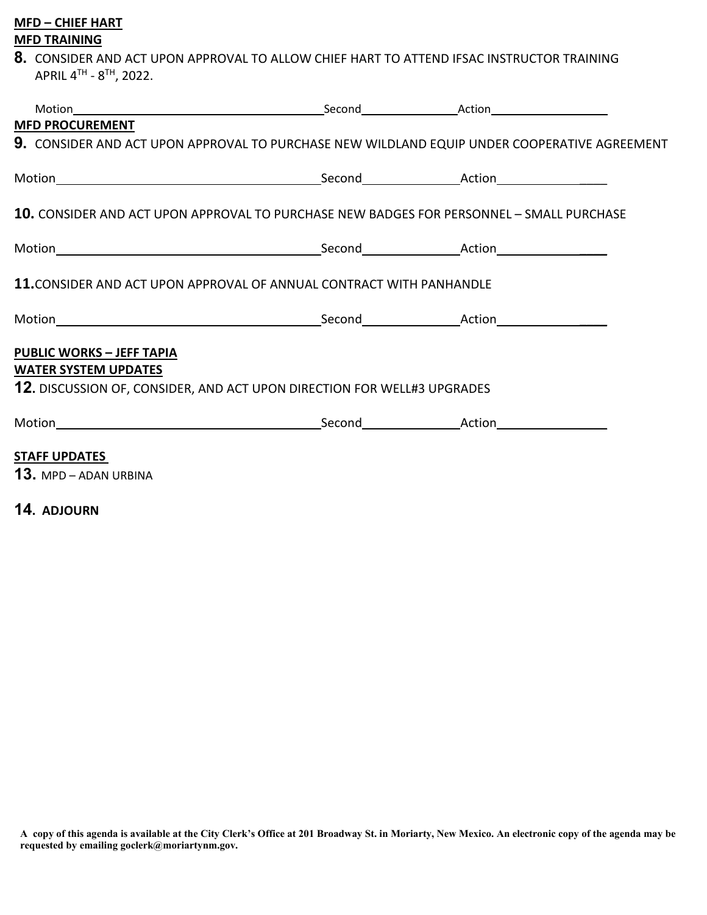**MFD – CHIEF HART**

**MFD TRAINING**

**8.** CONSIDER AND ACT UPON APPROVAL TO ALLOW CHIEF HART TO ATTEND IFSAC INSTRUCTOR TRAINING APRIL 4TH - 8TH, 2022.

Motion\_\_\_\_\_\_\_\_\_\_\_\_\_\_\_\_\_\_\_\_\_\_\_\_\_\_\_\_\_\_\_\_\_\_\_\_Second\_\_\_\_\_\_\_\_\_\_\_\_\_\_Action\_\_\_\_\_\_\_\_\_\_\_\_\_\_\_\_\_\_

**MFD PROCUREMENT**

**9.** CONSIDER AND ACT UPON APPROVAL TO PURCHASE NEW WILDLAND EQUIP UNDER COOPERATIVE AGREEMENT

Motion\_\_\_\_\_\_\_\_\_\_\_\_\_\_\_\_\_\_\_\_\_\_\_\_\_\_\_\_\_\_\_\_\_\_\_\_Second\_\_\_\_\_\_\_\_\_\_\_\_\_\_Action\_\_\_\_\_\_\_\_\_\_\_\_\_\_\_\_\_\_

**10.** CONSIDER AND ACT UPON APPROVAL TO PURCHASE NEW BADGES FOR PERSONNEL – SMALL PURCHASE

Motion\_\_\_\_\_\_\_\_\_\_\_\_\_\_\_\_\_\_\_\_\_\_\_\_\_\_\_\_\_\_\_\_\_\_\_\_Second\_\_\_\_\_\_\_\_\_\_\_\_\_\_Action\_\_\_\_\_\_\_\_\_\_\_\_\_\_\_\_\_\_

**11.** CONSIDER AND ACT UPON APPROVAL OF ANNUAL CONTRACT WITH PANHANDLE

Motion\_\_\_\_\_\_\_\_\_\_\_\_\_\_\_\_\_\_\_\_\_\_\_\_\_\_\_\_\_\_\_\_\_\_\_\_Second\_\_\_\_\_\_\_\_\_\_\_\_\_\_Action\_\_\_\_\_\_\_\_\_\_\_\_\_\_\_\_\_\_

**PUBLIC WORKS – JEFF TAPIA**

**WATER SYSTEM UPDATES**

**12.** DISCUSSION OF, CONSIDER, AND ACT UPON DIRECTION FOR WELL#3 UPGRADES

Motion\_\_\_\_\_\_\_\_\_\_\_\_\_\_\_\_\_\_\_\_\_\_\_\_\_\_\_\_\_\_\_\_\_\_\_\_Second\_\_\_\_\_\_\_\_\_\_\_\_\_\_Action\_\_\_\_\_\_\_\_\_\_\_\_\_\_\_\_\_\_

**STAFF UPDATES**

**13.** MPD – ADAN URBINA

**14. ADJOURN**

**A copy of this agenda is available at the City Clerk's Office at 201 Broadway St. in Moriarty, New Mexico. An electronic copy of the agenda may be requested by emailing goclerk@moriartynm.gov.**